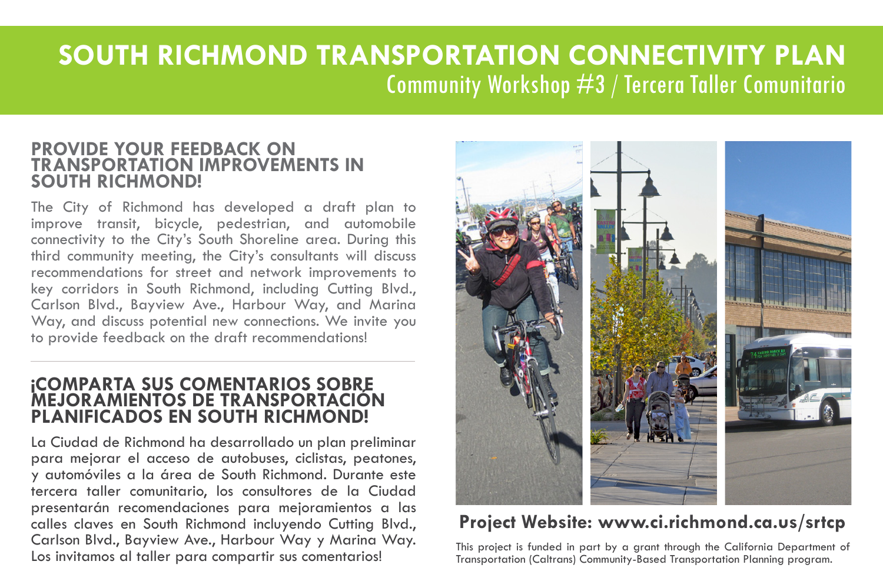# SOUTH RICHMOND TRANSPORTATION CONNECTIVITY PLAN

## Community Workshop #3 / Tercera Taller Comunitario

### PROVIDE YOUR FEEDBACK ON TRANSPORTATION IMPROVEMENTS IN SOUTH RICHMOND!

The City of Richmond has developed a draft plan to improve transit, bicycle, pedestrian, and automobile connectivity to the City's South Shoreline area. During this third community meeting, the City's consultants will discuss recommendations for street and network improvements to key corridors in South Richmond, including Cutting Blvd., Carlson Blvd., Bayview Ave., Harbour Way, and Marina Way, and discuss potential new connections. We invite you to provide feedback on the draft recommendations!

---

### ¡COMPARTA SUS COMENTARIOS SOBRE MEJORAMIENTOS DE TRANSPORTACIÓN PLANIFICADOS EN SOUTH RICHMOND!

La Ciudad de Richmond ha desarrollado un plan preliminar para mejorar el acceso de autobuses, ciclistas, peatones, y automóviles a la área de South Richmond. Durante este tercera taller comunitario, los consultores de la Ciudad presentarán recomendaciones para mejoramientos a las calles claves en South Richmond incluyendo Cutting Blvd., Carlson Blvd., Bayview Ave., Harbour Way y Marina Way. Los invitamos al taller para compartir sus comentarios!

**Project Website: www.ci.richmond.ca.us/srtcp**

This project is funded in part by a grant through the California Department of Transportation (Caltrans) Community-Based Transportation Planning program.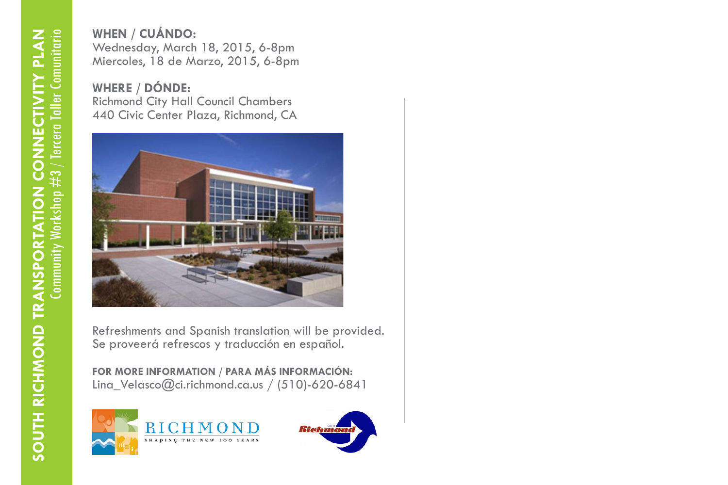# SOUTH RICHMOND TRANSPORTATION CONNECTIVITY PLAN

Community Workshop #3 / Tercera Taller Comunitario

**WHEN / CUÁNDO:**
Wednesday, March 18, 2015, 6-8pm
Miercoles, 18 de Marzo, 2015, 6-8pm

**WHERE / DÓNDE:**
Richmond City Hall Council Chambers
440 Civic Center Plaza, Richmond, CA

Refreshments and Spanish translation will be provided.
Se proveerá refrescos y traducción en español.

**FOR MORE INFORMATION / PARA MÁS INFORMACIÓN:**
Lina_Velasco@ci.richmond.ca.us / (510)-620-6841

RICHMOND
SHAPING THE NEW 100 YEARS

City of Richmond